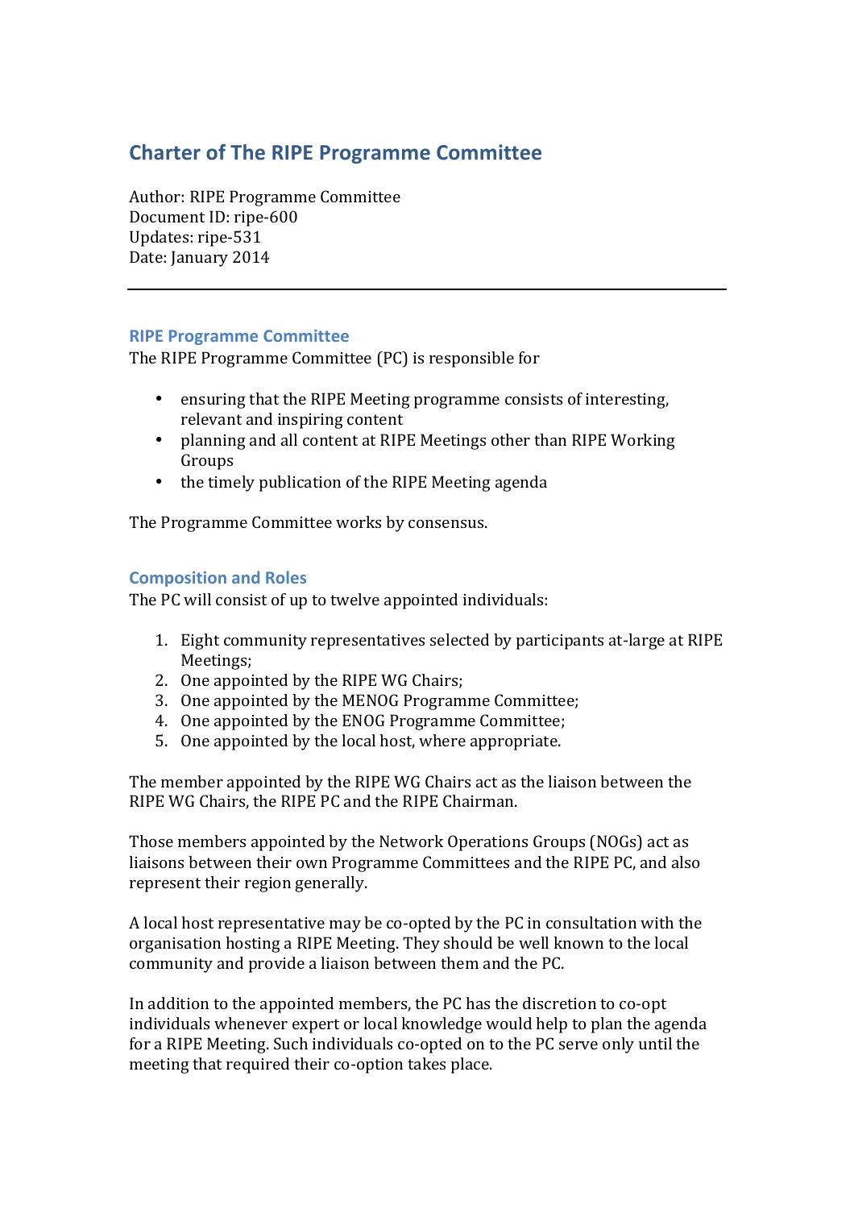# Charter of The RIPE Programme Committee

Author: RIPE Programme Committee
Document ID: ripe-600
Updates: ripe-531
Date: January 2014

---

## RIPE Programme Committee

The RIPE Programme Committee (PC) is responsible for

- ensuring that the RIPE Meeting programme consists of interesting, relevant and inspiring content
- planning and all content at RIPE Meetings other than RIPE Working Groups
- the timely publication of the RIPE Meeting agenda

The Programme Committee works by consensus.

## Composition and Roles

The PC will consist of up to twelve appointed individuals:

1. Eight community representatives selected by participants at-large at RIPE Meetings;
2. One appointed by the RIPE WG Chairs;
3. One appointed by the MENOG Programme Committee;
4. One appointed by the ENOG Programme Committee;
5. One appointed by the local host, where appropriate.

The member appointed by the RIPE WG Chairs act as the liaison between the RIPE WG Chairs, the RIPE PC and the RIPE Chairman.

Those members appointed by the Network Operations Groups (NOGs) act as liaisons between their own Programme Committees and the RIPE PC, and also represent their region generally.

A local host representative may be co-opted by the PC in consultation with the organisation hosting a RIPE Meeting. They should be well known to the local community and provide a liaison between them and the PC.

In addition to the appointed members, the PC has the discretion to co-opt individuals whenever expert or local knowledge would help to plan the agenda for a RIPE Meeting. Such individuals co-opted on to the PC serve only until the meeting that required their co-option takes place.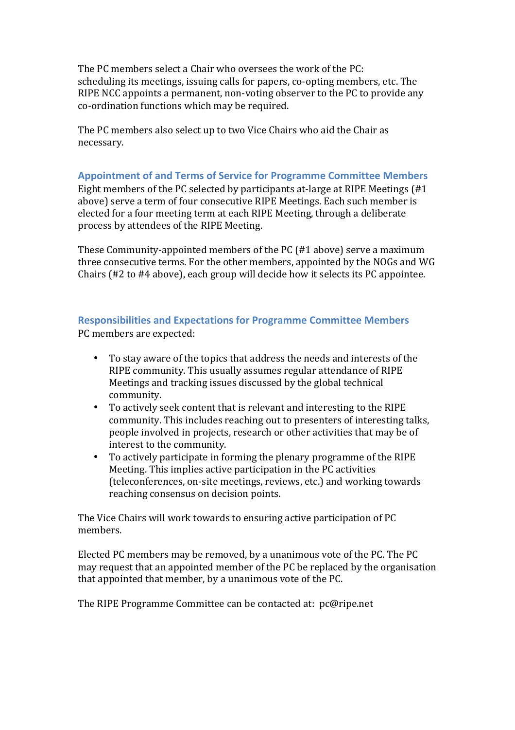The PC members select a Chair who oversees the work of the PC: scheduling its meetings, issuing calls for papers, co-opting members, etc. The RIPE NCC appoints a permanent, non-voting observer to the PC to provide any co-ordination functions which may be required.

The PC members also select up to two Vice Chairs who aid the Chair as necessary.

### Appointment of and Terms of Service for Programme Committee Members

Eight members of the PC selected by participants at-large at RIPE Meetings (#1 above) serve a term of four consecutive RIPE Meetings. Each such member is elected for a four meeting term at each RIPE Meeting, through a deliberate process by attendees of the RIPE Meeting.

These Community-appointed members of the PC (#1 above) serve a maximum three consecutive terms. For the other members, appointed by the NOGs and WG Chairs (#2 to #4 above), each group will decide how it selects its PC appointee.

### Responsibilities and Expectations for Programme Committee Members

PC members are expected:

- To stay aware of the topics that address the needs and interests of the RIPE community. This usually assumes regular attendance of RIPE Meetings and tracking issues discussed by the global technical community.
- To actively seek content that is relevant and interesting to the RIPE community. This includes reaching out to presenters of interesting talks, people involved in projects, research or other activities that may be of interest to the community.
- To actively participate in forming the plenary programme of the RIPE Meeting. This implies active participation in the PC activities (teleconferences, on-site meetings, reviews, etc.) and working towards reaching consensus on decision points.

The Vice Chairs will work towards to ensuring active participation of PC members.

Elected PC members may be removed, by a unanimous vote of the PC. The PC may request that an appointed member of the PC be replaced by the organisation that appointed that member, by a unanimous vote of the PC.

The RIPE Programme Committee can be contacted at: pc@ripe.net